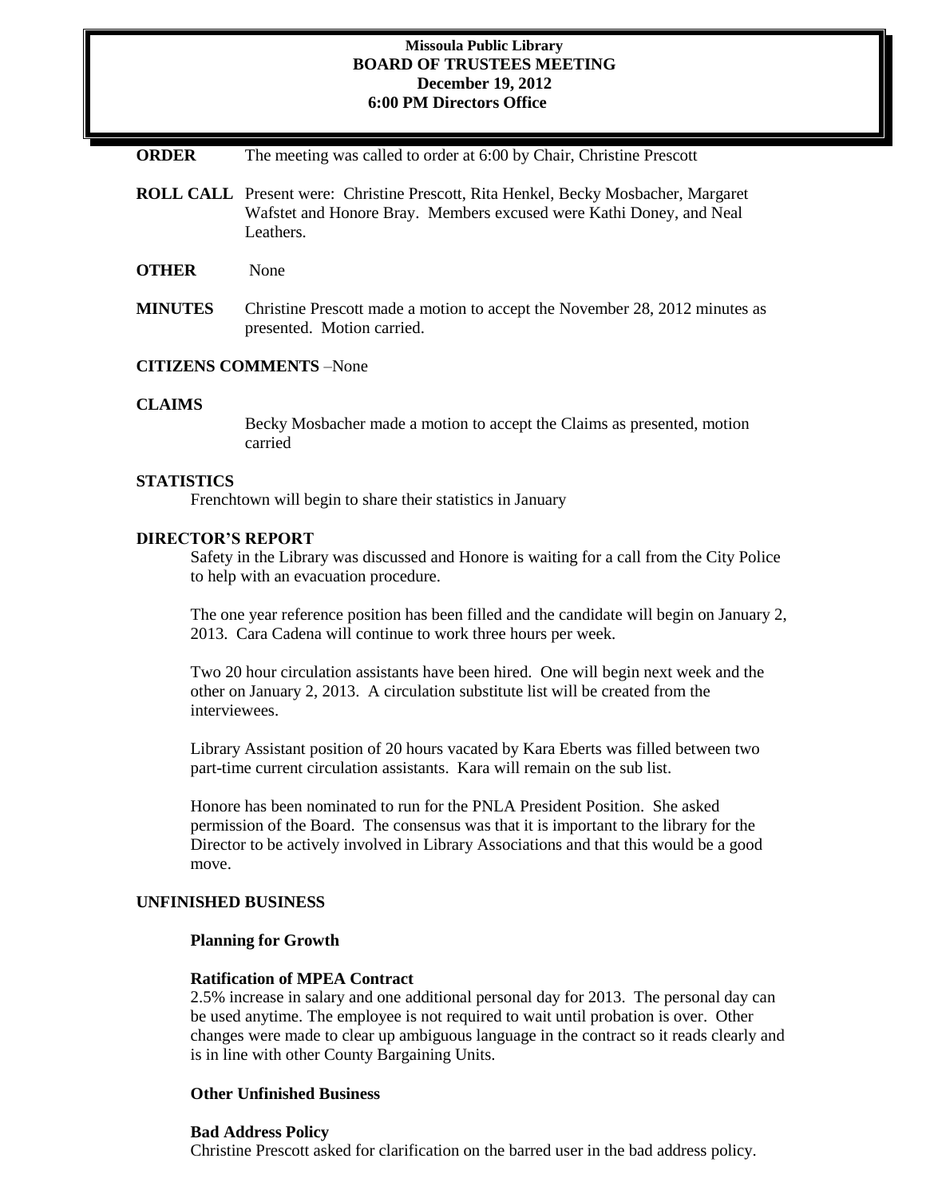**Missoula Public Library**
**BOARD OF TRUSTEES MEETING**
**December 19, 2012**
**6:00 PM Directors Office**

**ORDER** The meeting was called to order at 6:00 by Chair, Christine Prescott

**ROLL CALL** Present were: Christine Prescott, Rita Henkel, Becky Mosbacher, Margaret Wafstet and Honore Bray. Members excused were Kathi Doney, and Neal Leathers.

**OTHER** None

**MINUTES** Christine Prescott made a motion to accept the November 28, 2012 minutes as presented. Motion carried.

**CITIZENS COMMENTS** –None

**CLAIMS**

Becky Mosbacher made a motion to accept the Claims as presented, motion carried

**STATISTICS**

Frenchtown will begin to share their statistics in January

**DIRECTOR'S REPORT**

Safety in the Library was discussed and Honore is waiting for a call from the City Police to help with an evacuation procedure.

The one year reference position has been filled and the candidate will begin on January 2, 2013. Cara Cadena will continue to work three hours per week.

Two 20 hour circulation assistants have been hired. One will begin next week and the other on January 2, 2013. A circulation substitute list will be created from the interviewees.

Library Assistant position of 20 hours vacated by Kara Eberts was filled between two part-time current circulation assistants. Kara will remain on the sub list.

Honore has been nominated to run for the PNLA President Position. She asked permission of the Board. The consensus was that it is important to the library for the Director to be actively involved in Library Associations and that this would be a good move.

**UNFINISHED BUSINESS**

**Planning for Growth**

**Ratification of MPEA Contract**

2.5% increase in salary and one additional personal day for 2013. The personal day can be used anytime. The employee is not required to wait until probation is over. Other changes were made to clear up ambiguous language in the contract so it reads clearly and is in line with other County Bargaining Units.

**Other Unfinished Business**

**Bad Address Policy**

Christine Prescott asked for clarification on the barred user in the bad address policy.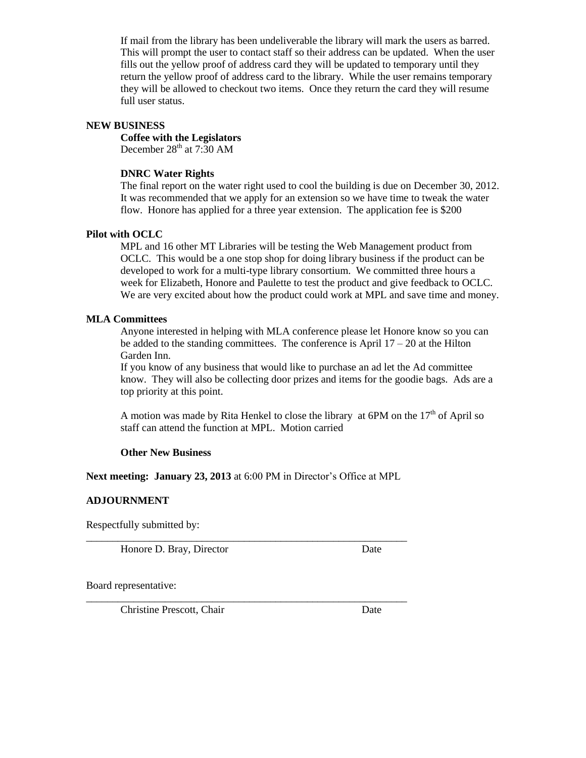If mail from the library has been undeliverable the library will mark the users as barred. This will prompt the user to contact staff so their address can be updated. When the user fills out the yellow proof of address card they will be updated to temporary until they return the yellow proof of address card to the library. While the user remains temporary they will be allowed to checkout two items. Once they return the card they will resume full user status.

**NEW BUSINESS**

**Coffee with the Legislators**
December 28th at 7:30 AM

**DNRC Water Rights**
The final report on the water right used to cool the building is due on December 30, 2012. It was recommended that we apply for an extension so we have time to tweak the water flow. Honore has applied for a three year extension. The application fee is $200

**Pilot with OCLC**

MPL and 16 other MT Libraries will be testing the Web Management product from OCLC. This would be a one stop shop for doing library business if the product can be developed to work for a multi-type library consortium. We committed three hours a week for Elizabeth, Honore and Paulette to test the product and give feedback to OCLC. We are very excited about how the product could work at MPL and save time and money.

**MLA Committees**

Anyone interested in helping with MLA conference please let Honore know so you can be added to the standing committees. The conference is April 17 – 20 at the Hilton Garden Inn.
If you know of any business that would like to purchase an ad let the Ad committee know. They will also be collecting door prizes and items for the goodie bags. Ads are a top priority at this point.

A motion was made by Rita Henkel to close the library at 6PM on the 17th of April so staff can attend the function at MPL. Motion carried

**Other New Business**

**Next meeting: January 23, 2013** at 6:00 PM in Director's Office at MPL

**ADJOURNMENT**

Respectfully submitted by:

_______________________________________________________________

Honore D. Bray, Director                                        Date

Board representative:

_______________________________________________________________

Christine Prescott, Chair                                        Date